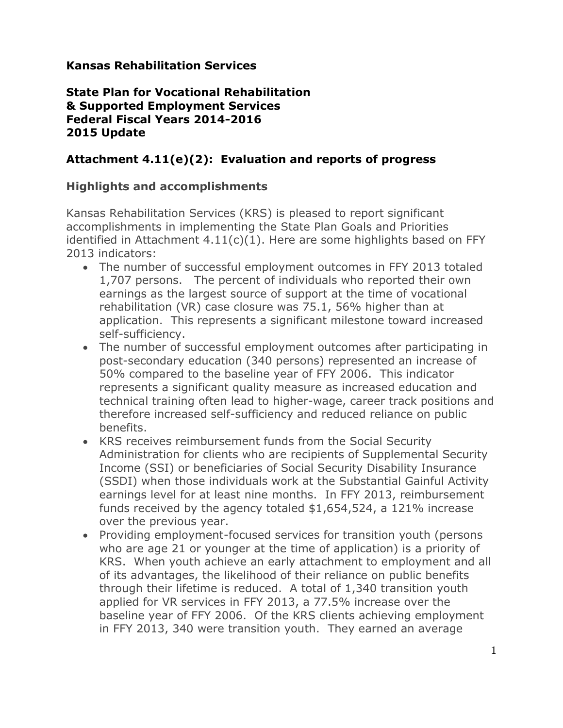**Kansas Rehabilitation Services**

**State Plan for Vocational Rehabilitation & Supported Employment Services Federal Fiscal Years 2014-2016 2015 Update**

## Attachment 4.11(e)(2): Evaluation and reports of progress

### Highlights and accomplishments

Kansas Rehabilitation Services (KRS) is pleased to report significant accomplishments in implementing the State Plan Goals and Priorities identified in Attachment 4.11(c)(1). Here are some highlights based on FFY 2013 indicators:

- The number of successful employment outcomes in FFY 2013 totaled 1,707 persons. The percent of individuals who reported their own earnings as the largest source of support at the time of vocational rehabilitation (VR) case closure was 75.1, 56% higher than at application. This represents a significant milestone toward increased self-sufficiency.
- The number of successful employment outcomes after participating in post-secondary education (340 persons) represented an increase of 50% compared to the baseline year of FFY 2006. This indicator represents a significant quality measure as increased education and technical training often lead to higher-wage, career track positions and therefore increased self-sufficiency and reduced reliance on public benefits.
- KRS receives reimbursement funds from the Social Security Administration for clients who are recipients of Supplemental Security Income (SSI) or beneficiaries of Social Security Disability Insurance (SSDI) when those individuals work at the Substantial Gainful Activity earnings level for at least nine months. In FFY 2013, reimbursement funds received by the agency totaled $1,654,524, a 121% increase over the previous year.
- Providing employment-focused services for transition youth (persons who are age 21 or younger at the time of application) is a priority of KRS. When youth achieve an early attachment to employment and all of its advantages, the likelihood of their reliance on public benefits through their lifetime is reduced. A total of 1,340 transition youth applied for VR services in FFY 2013, a 77.5% increase over the baseline year of FFY 2006. Of the KRS clients achieving employment in FFY 2013, 340 were transition youth. They earned an average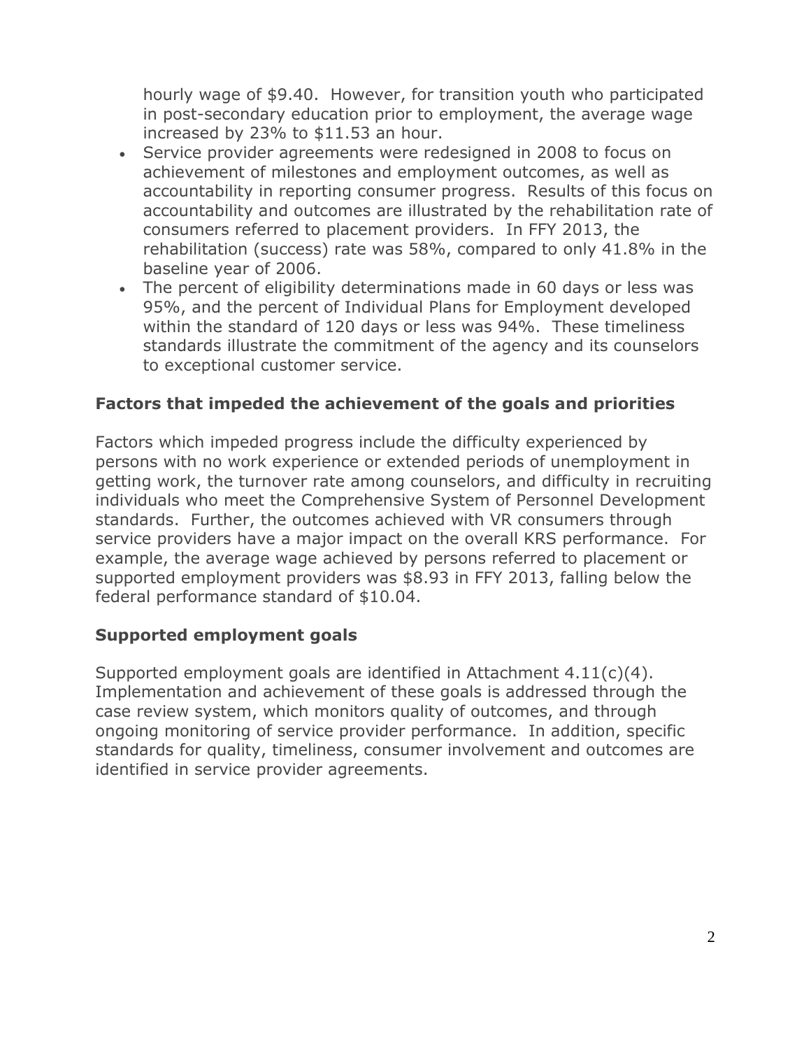hourly wage of $9.40. However, for transition youth who participated in post-secondary education prior to employment, the average wage increased by 23% to $11.53 an hour.

- Service provider agreements were redesigned in 2008 to focus on achievement of milestones and employment outcomes, as well as accountability in reporting consumer progress. Results of this focus on accountability and outcomes are illustrated by the rehabilitation rate of consumers referred to placement providers. In FFY 2013, the rehabilitation (success) rate was 58%, compared to only 41.8% in the baseline year of 2006.
- The percent of eligibility determinations made in 60 days or less was 95%, and the percent of Individual Plans for Employment developed within the standard of 120 days or less was 94%. These timeliness standards illustrate the commitment of the agency and its counselors to exceptional customer service.

### Factors that impeded the achievement of the goals and priorities

Factors which impeded progress include the difficulty experienced by persons with no work experience or extended periods of unemployment in getting work, the turnover rate among counselors, and difficulty in recruiting individuals who meet the Comprehensive System of Personnel Development standards. Further, the outcomes achieved with VR consumers through service providers have a major impact on the overall KRS performance. For example, the average wage achieved by persons referred to placement or supported employment providers was $8.93 in FFY 2013, falling below the federal performance standard of $10.04.

### Supported employment goals

Supported employment goals are identified in Attachment 4.11(c)(4). Implementation and achievement of these goals is addressed through the case review system, which monitors quality of outcomes, and through ongoing monitoring of service provider performance. In addition, specific standards for quality, timeliness, consumer involvement and outcomes are identified in service provider agreements.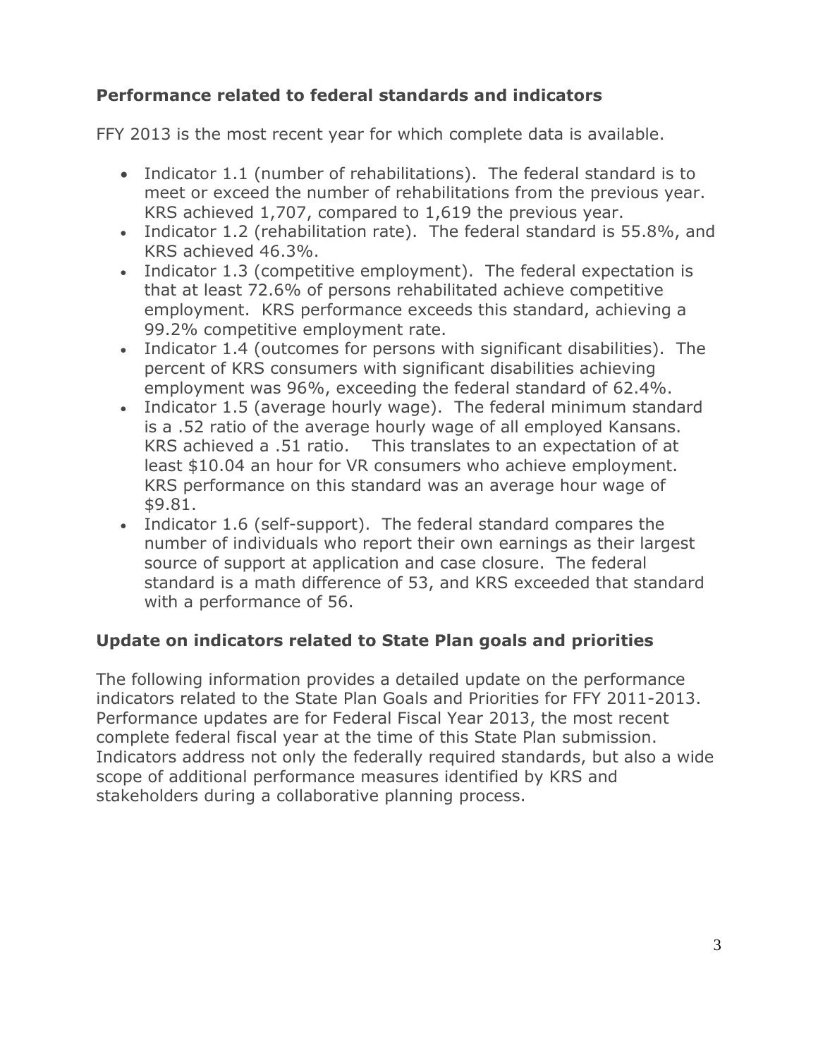## Performance related to federal standards and indicators

FFY 2013 is the most recent year for which complete data is available.

- Indicator 1.1 (number of rehabilitations). The federal standard is to meet or exceed the number of rehabilitations from the previous year. KRS achieved 1,707, compared to 1,619 the previous year.
- Indicator 1.2 (rehabilitation rate). The federal standard is 55.8%, and KRS achieved 46.3%.
- Indicator 1.3 (competitive employment). The federal expectation is that at least 72.6% of persons rehabilitated achieve competitive employment. KRS performance exceeds this standard, achieving a 99.2% competitive employment rate.
- Indicator 1.4 (outcomes for persons with significant disabilities). The percent of KRS consumers with significant disabilities achieving employment was 96%, exceeding the federal standard of 62.4%.
- Indicator 1.5 (average hourly wage). The federal minimum standard is a .52 ratio of the average hourly wage of all employed Kansans. KRS achieved a .51 ratio. This translates to an expectation of at least $10.04 an hour for VR consumers who achieve employment. KRS performance on this standard was an average hour wage of $9.81.
- Indicator 1.6 (self-support). The federal standard compares the number of individuals who report their own earnings as their largest source of support at application and case closure. The federal standard is a math difference of 53, and KRS exceeded that standard with a performance of 56.

## Update on indicators related to State Plan goals and priorities

The following information provides a detailed update on the performance indicators related to the State Plan Goals and Priorities for FFY 2011-2013. Performance updates are for Federal Fiscal Year 2013, the most recent complete federal fiscal year at the time of this State Plan submission. Indicators address not only the federally required standards, but also a wide scope of additional performance measures identified by KRS and stakeholders during a collaborative planning process.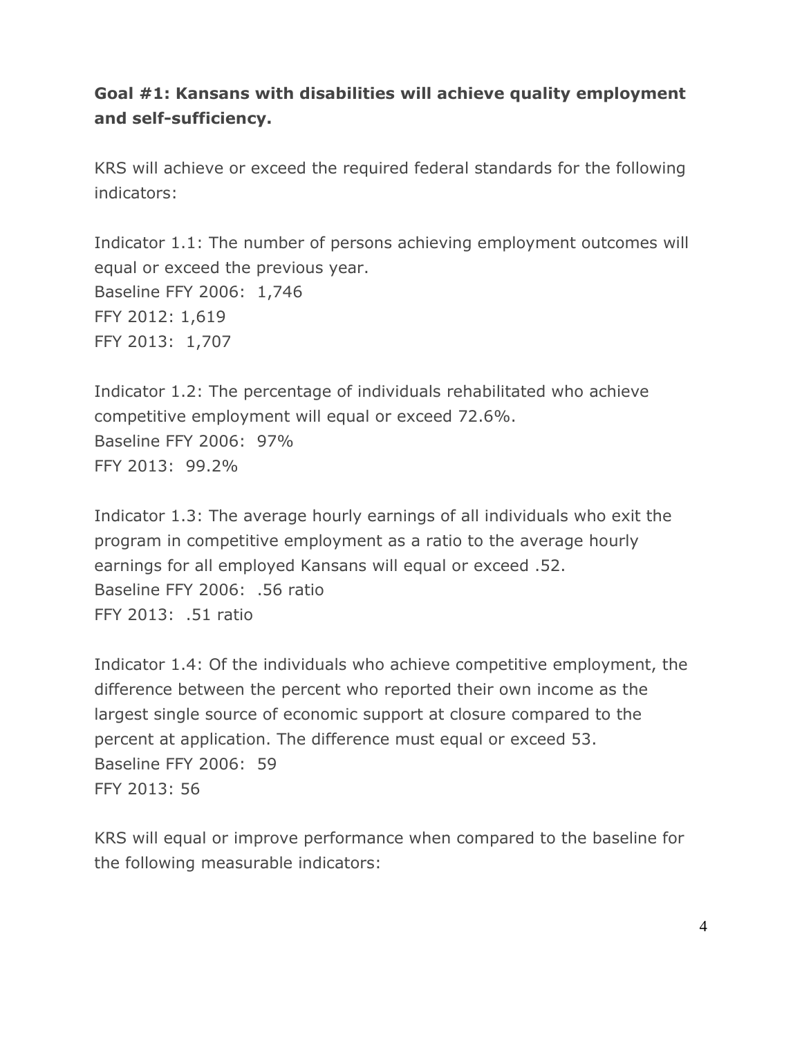**Goal #1: Kansans with disabilities will achieve quality employment and self-sufficiency.**

KRS will achieve or exceed the required federal standards for the following indicators:

Indicator 1.1: The number of persons achieving employment outcomes will equal or exceed the previous year.
Baseline FFY 2006: 1,746
FFY 2012: 1,619
FFY 2013: 1,707

Indicator 1.2: The percentage of individuals rehabilitated who achieve competitive employment will equal or exceed 72.6%.
Baseline FFY 2006: 97%
FFY 2013: 99.2%

Indicator 1.3: The average hourly earnings of all individuals who exit the program in competitive employment as a ratio to the average hourly earnings for all employed Kansans will equal or exceed .52.
Baseline FFY 2006: .56 ratio
FFY 2013: .51 ratio

Indicator 1.4: Of the individuals who achieve competitive employment, the difference between the percent who reported their own income as the largest single source of economic support at closure compared to the percent at application. The difference must equal or exceed 53.
Baseline FFY 2006: 59
FFY 2013: 56

KRS will equal or improve performance when compared to the baseline for the following measurable indicators: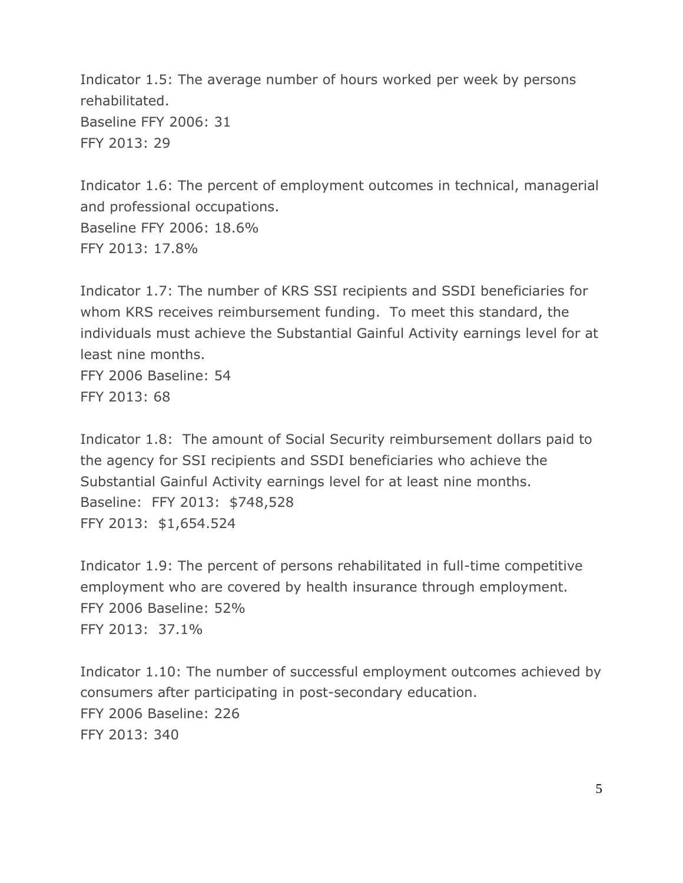Indicator 1.5: The average number of hours worked per week by persons rehabilitated.
Baseline FFY 2006: 31
FFY 2013: 29

Indicator 1.6: The percent of employment outcomes in technical, managerial and professional occupations.
Baseline FFY 2006: 18.6%
FFY 2013: 17.8%

Indicator 1.7: The number of KRS SSI recipients and SSDI beneficiaries for whom KRS receives reimbursement funding. To meet this standard, the individuals must achieve the Substantial Gainful Activity earnings level for at least nine months.
FFY 2006 Baseline: 54
FFY 2013: 68

Indicator 1.8: The amount of Social Security reimbursement dollars paid to the agency for SSI recipients and SSDI beneficiaries who achieve the Substantial Gainful Activity earnings level for at least nine months.
Baseline: FFY 2013: $748,528
FFY 2013: $1,654.524

Indicator 1.9: The percent of persons rehabilitated in full-time competitive employment who are covered by health insurance through employment.
FFY 2006 Baseline: 52%
FFY 2013: 37.1%

Indicator 1.10: The number of successful employment outcomes achieved by consumers after participating in post-secondary education.
FFY 2006 Baseline: 226
FFY 2013: 340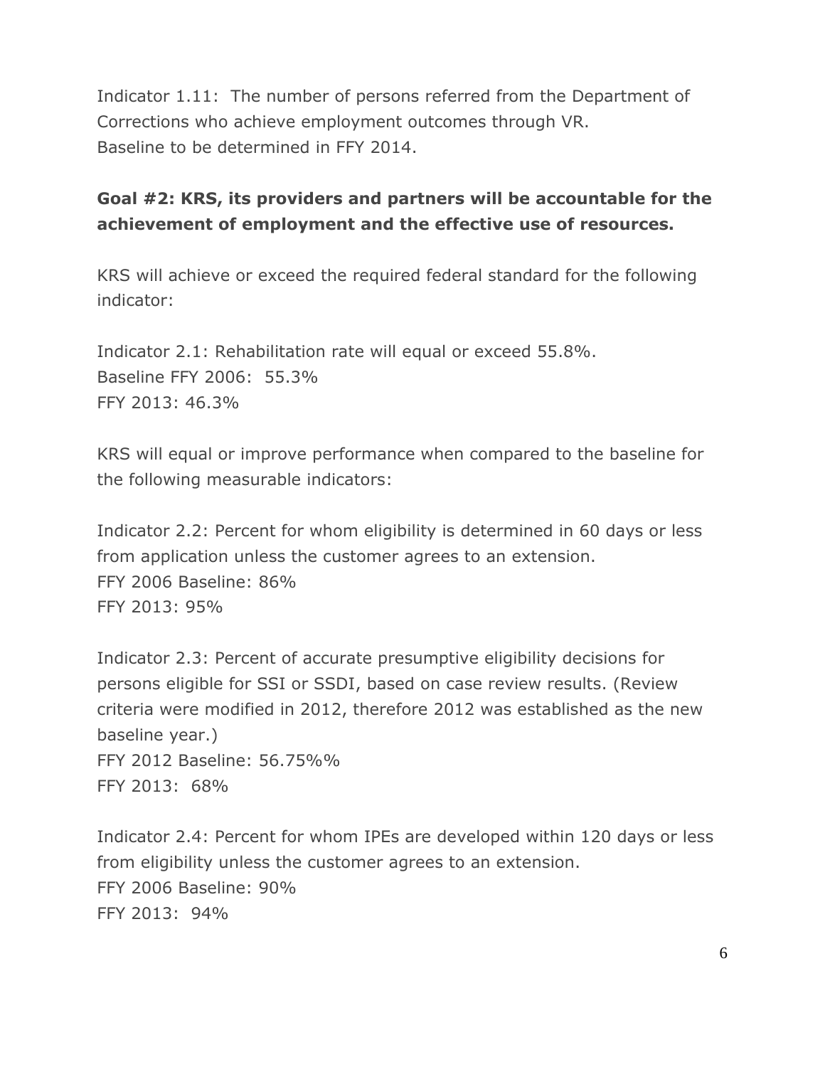Indicator 1.11: The number of persons referred from the Department of Corrections who achieve employment outcomes through VR.
Baseline to be determined in FFY 2014.

**Goal #2: KRS, its providers and partners will be accountable for the achievement of employment and the effective use of resources.**

KRS will achieve or exceed the required federal standard for the following indicator:

Indicator 2.1: Rehabilitation rate will equal or exceed 55.8%.
Baseline FFY 2006: 55.3%
FFY 2013: 46.3%

KRS will equal or improve performance when compared to the baseline for the following measurable indicators:

Indicator 2.2: Percent for whom eligibility is determined in 60 days or less from application unless the customer agrees to an extension.
FFY 2006 Baseline: 86%
FFY 2013: 95%

Indicator 2.3: Percent of accurate presumptive eligibility decisions for persons eligible for SSI or SSDI, based on case review results. (Review criteria were modified in 2012, therefore 2012 was established as the new baseline year.)
FFY 2012 Baseline: 56.75%%
FFY 2013: 68%

Indicator 2.4: Percent for whom IPEs are developed within 120 days or less from eligibility unless the customer agrees to an extension.
FFY 2006 Baseline: 90%
FFY 2013: 94%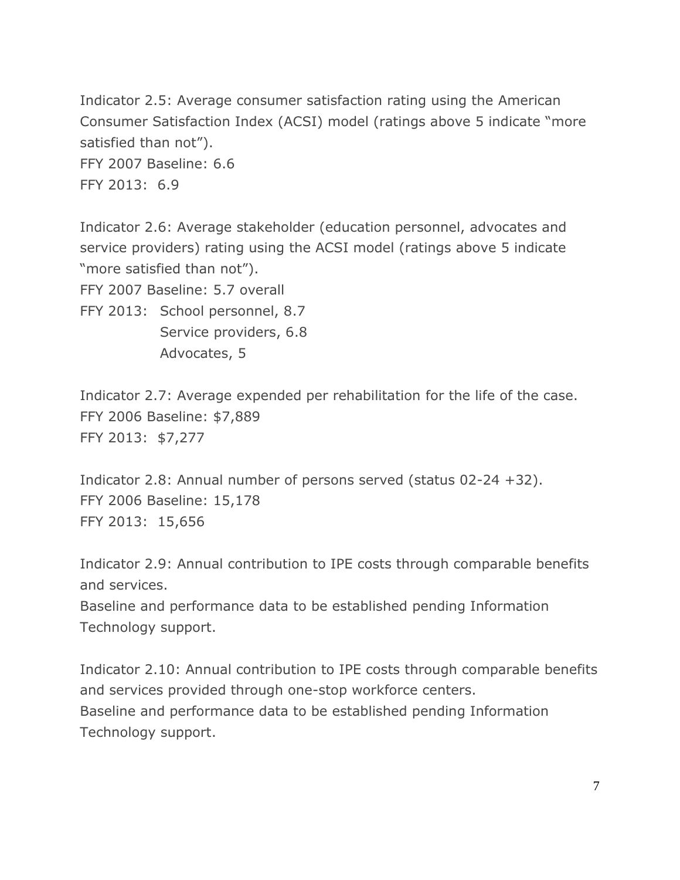Indicator 2.5: Average consumer satisfaction rating using the American Consumer Satisfaction Index (ACSI) model (ratings above 5 indicate "more satisfied than not").
FFY 2007 Baseline: 6.6
FFY 2013: 6.9

Indicator 2.6: Average stakeholder (education personnel, advocates and service providers) rating using the ACSI model (ratings above 5 indicate "more satisfied than not").
FFY 2007 Baseline: 5.7 overall
FFY 2013: School personnel, 8.7
Service providers, 6.8
Advocates, 5

Indicator 2.7: Average expended per rehabilitation for the life of the case.
FFY 2006 Baseline: $7,889
FFY 2013: $7,277

Indicator 2.8: Annual number of persons served (status 02-24 +32).
FFY 2006 Baseline: 15,178
FFY 2013: 15,656

Indicator 2.9: Annual contribution to IPE costs through comparable benefits and services.
Baseline and performance data to be established pending Information Technology support.

Indicator 2.10: Annual contribution to IPE costs through comparable benefits and services provided through one-stop workforce centers.
Baseline and performance data to be established pending Information Technology support.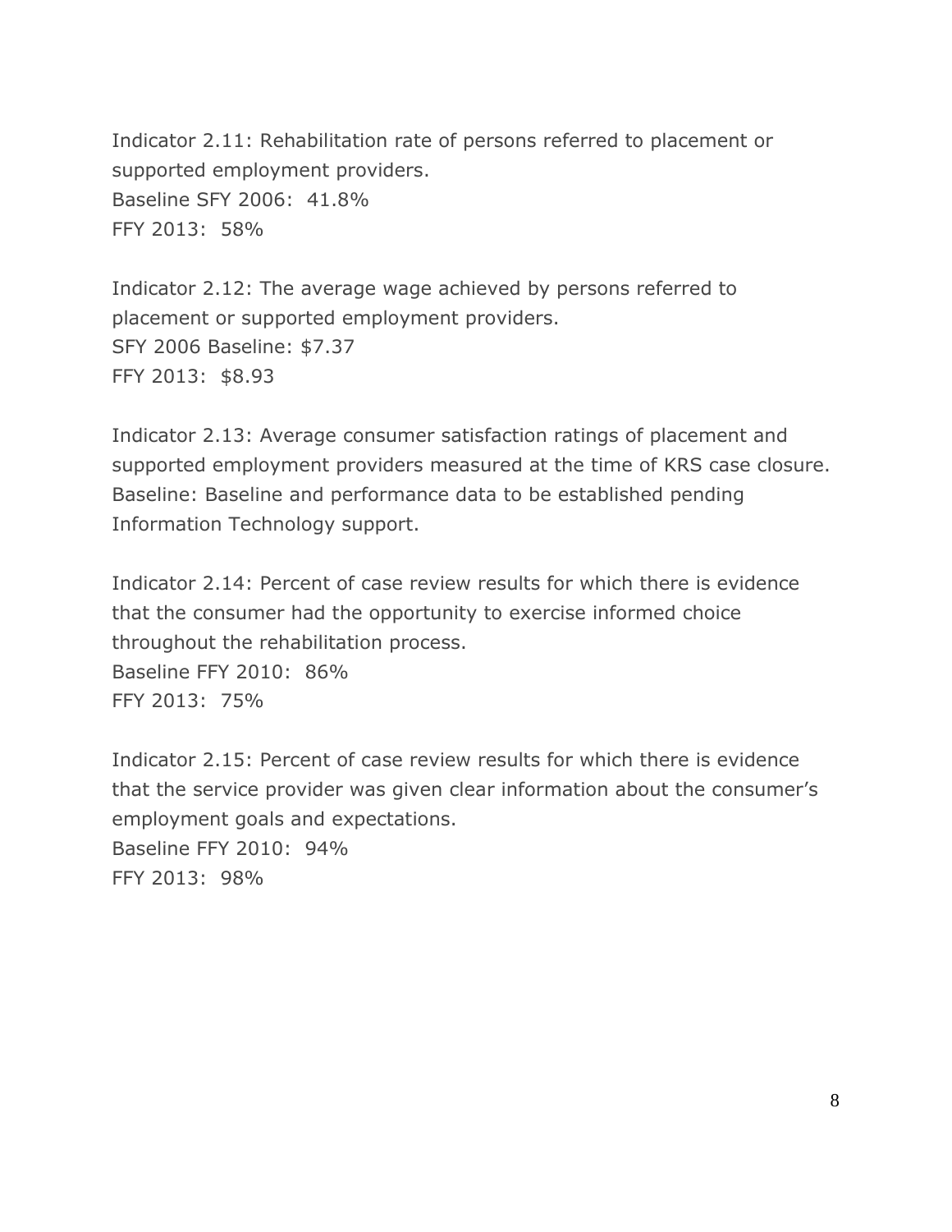Indicator 2.11: Rehabilitation rate of persons referred to placement or supported employment providers.
Baseline SFY 2006: 41.8%
FFY 2013: 58%

Indicator 2.12: The average wage achieved by persons referred to placement or supported employment providers.
SFY 2006 Baseline: $7.37
FFY 2013: $8.93

Indicator 2.13: Average consumer satisfaction ratings of placement and supported employment providers measured at the time of KRS case closure.
Baseline: Baseline and performance data to be established pending Information Technology support.

Indicator 2.14: Percent of case review results for which there is evidence that the consumer had the opportunity to exercise informed choice throughout the rehabilitation process.
Baseline FFY 2010: 86%
FFY 2013: 75%

Indicator 2.15: Percent of case review results for which there is evidence that the service provider was given clear information about the consumer's employment goals and expectations.
Baseline FFY 2010: 94%
FFY 2013: 98%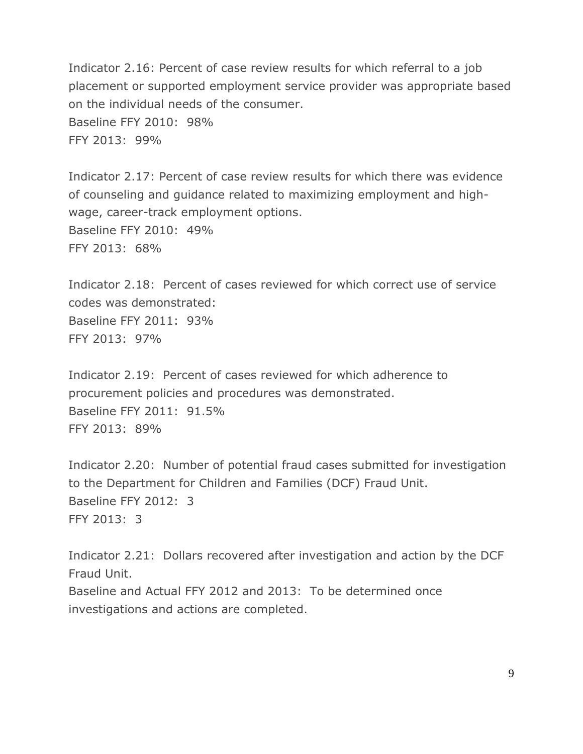Indicator 2.16: Percent of case review results for which referral to a job placement or supported employment service provider was appropriate based on the individual needs of the consumer.  
Baseline FFY 2010: 98%  
FFY 2013: 99%

Indicator 2.17: Percent of case review results for which there was evidence of counseling and guidance related to maximizing employment and high-wage, career-track employment options.  
Baseline FFY 2010: 49%  
FFY 2013: 68%

Indicator 2.18: Percent of cases reviewed for which correct use of service codes was demonstrated:  
Baseline FFY 2011: 93%  
FFY 2013: 97%

Indicator 2.19: Percent of cases reviewed for which adherence to procurement policies and procedures was demonstrated.  
Baseline FFY 2011: 91.5%  
FFY 2013: 89%

Indicator 2.20: Number of potential fraud cases submitted for investigation to the Department for Children and Families (DCF) Fraud Unit.  
Baseline FFY 2012: 3  
FFY 2013: 3

Indicator 2.21: Dollars recovered after investigation and action by the DCF Fraud Unit.  
Baseline and Actual FFY 2012 and 2013: To be determined once investigations and actions are completed.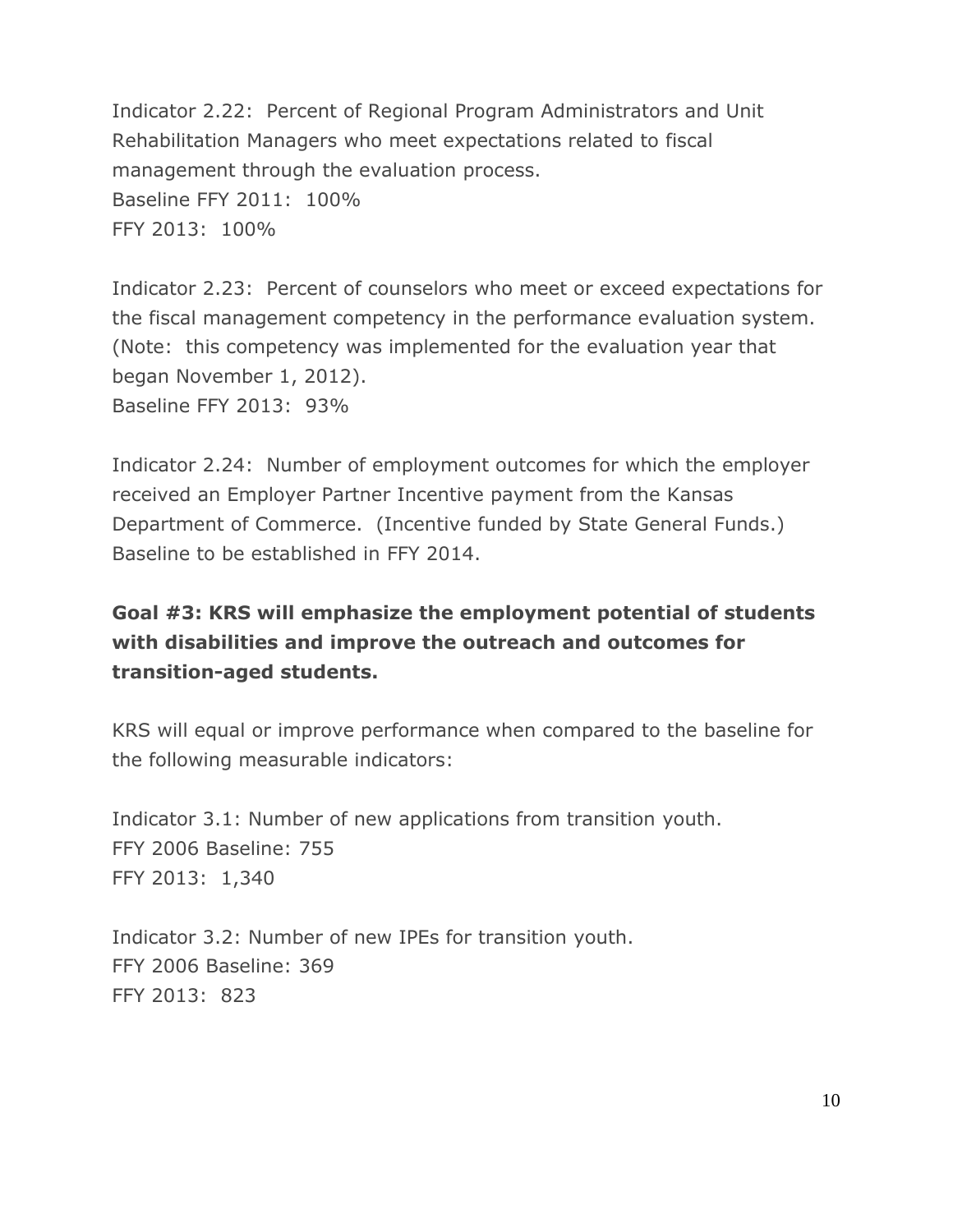Indicator 2.22: Percent of Regional Program Administrators and Unit Rehabilitation Managers who meet expectations related to fiscal management through the evaluation process.
Baseline FFY 2011: 100%
FFY 2013: 100%

Indicator 2.23: Percent of counselors who meet or exceed expectations for the fiscal management competency in the performance evaluation system. (Note: this competency was implemented for the evaluation year that began November 1, 2012).
Baseline FFY 2013: 93%

Indicator 2.24: Number of employment outcomes for which the employer received an Employer Partner Incentive payment from the Kansas Department of Commerce. (Incentive funded by State General Funds.)
Baseline to be established in FFY 2014.

**Goal #3: KRS will emphasize the employment potential of students with disabilities and improve the outreach and outcomes for transition-aged students.**

KRS will equal or improve performance when compared to the baseline for the following measurable indicators:

Indicator 3.1: Number of new applications from transition youth.
FFY 2006 Baseline: 755
FFY 2013: 1,340

Indicator 3.2: Number of new IPEs for transition youth.
FFY 2006 Baseline: 369
FFY 2013: 823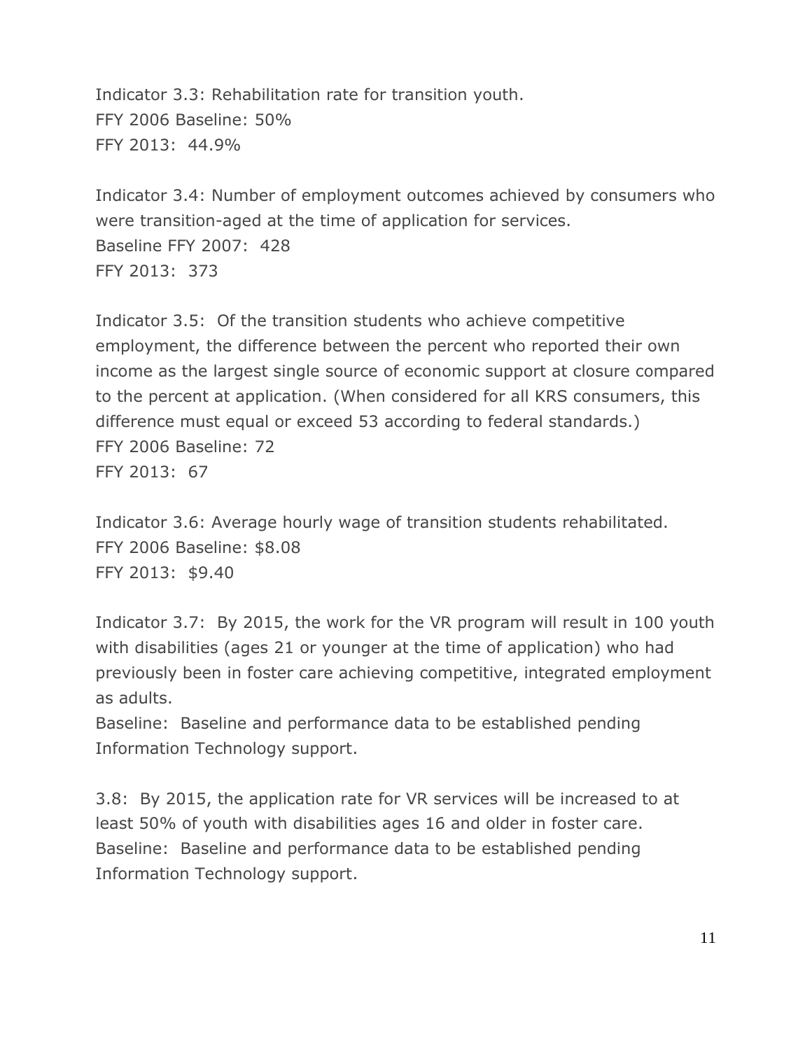Indicator 3.3: Rehabilitation rate for transition youth.
FFY 2006 Baseline: 50%
FFY 2013: 44.9%

Indicator 3.4: Number of employment outcomes achieved by consumers who were transition-aged at the time of application for services.
Baseline FFY 2007: 428
FFY 2013: 373

Indicator 3.5: Of the transition students who achieve competitive employment, the difference between the percent who reported their own income as the largest single source of economic support at closure compared to the percent at application. (When considered for all KRS consumers, this difference must equal or exceed 53 according to federal standards.)
FFY 2006 Baseline: 72
FFY 2013: 67

Indicator 3.6: Average hourly wage of transition students rehabilitated.
FFY 2006 Baseline: $8.08
FFY 2013: $9.40

Indicator 3.7: By 2015, the work for the VR program will result in 100 youth with disabilities (ages 21 or younger at the time of application) who had previously been in foster care achieving competitive, integrated employment as adults.
Baseline: Baseline and performance data to be established pending Information Technology support.

3.8: By 2015, the application rate for VR services will be increased to at least 50% of youth with disabilities ages 16 and older in foster care.
Baseline: Baseline and performance data to be established pending Information Technology support.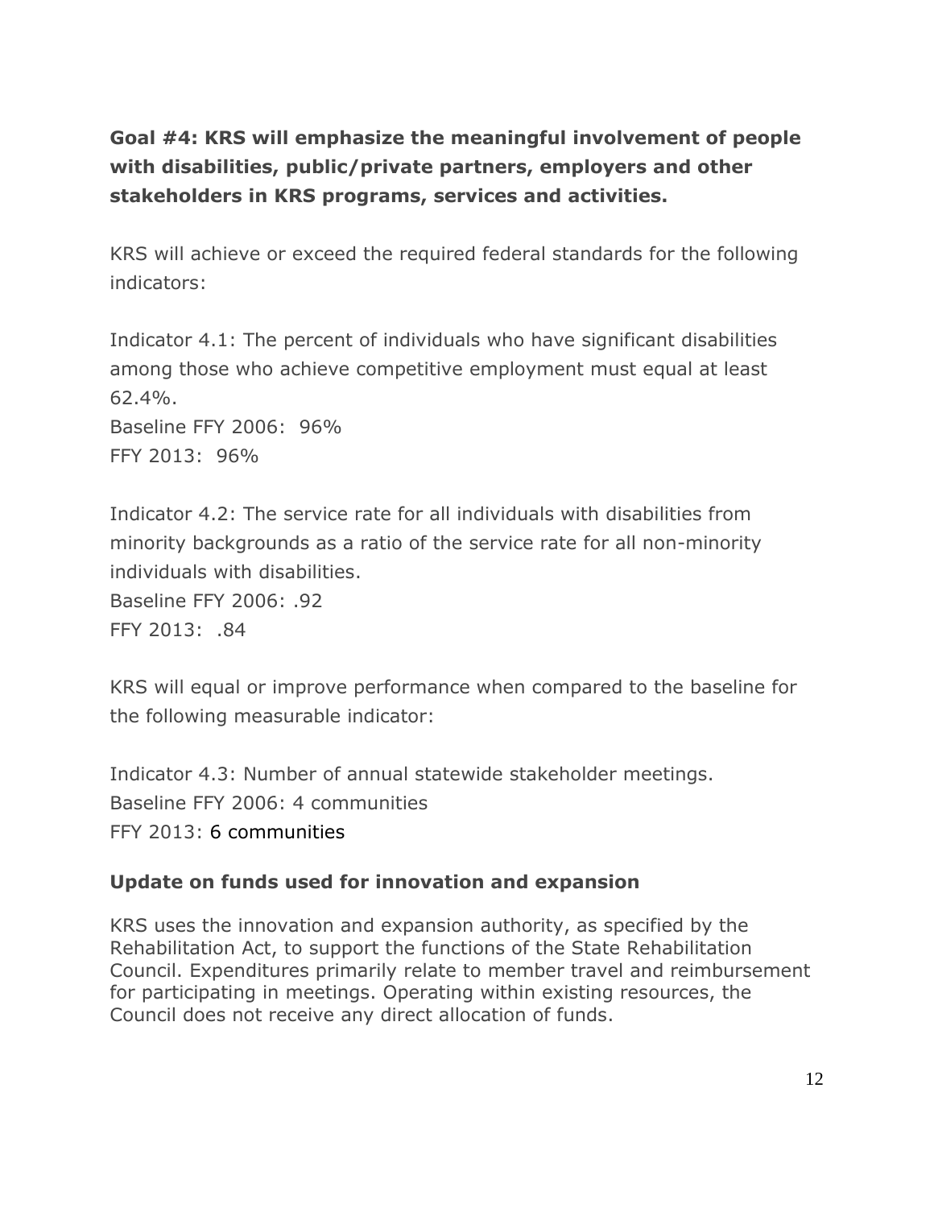**Goal #4: KRS will emphasize the meaningful involvement of people with disabilities, public/private partners, employers and other stakeholders in KRS programs, services and activities.**

KRS will achieve or exceed the required federal standards for the following indicators:

Indicator 4.1: The percent of individuals who have significant disabilities among those who achieve competitive employment must equal at least 62.4%.
Baseline FFY 2006: 96%
FFY 2013: 96%

Indicator 4.2: The service rate for all individuals with disabilities from minority backgrounds as a ratio of the service rate for all non-minority individuals with disabilities.
Baseline FFY 2006: .92
FFY 2013: .84

KRS will equal or improve performance when compared to the baseline for the following measurable indicator:

Indicator 4.3: Number of annual statewide stakeholder meetings.
Baseline FFY 2006: 4 communities
FFY 2013: 6 communities

### Update on funds used for innovation and expansion

KRS uses the innovation and expansion authority, as specified by the Rehabilitation Act, to support the functions of the State Rehabilitation Council. Expenditures primarily relate to member travel and reimbursement for participating in meetings. Operating within existing resources, the Council does not receive any direct allocation of funds.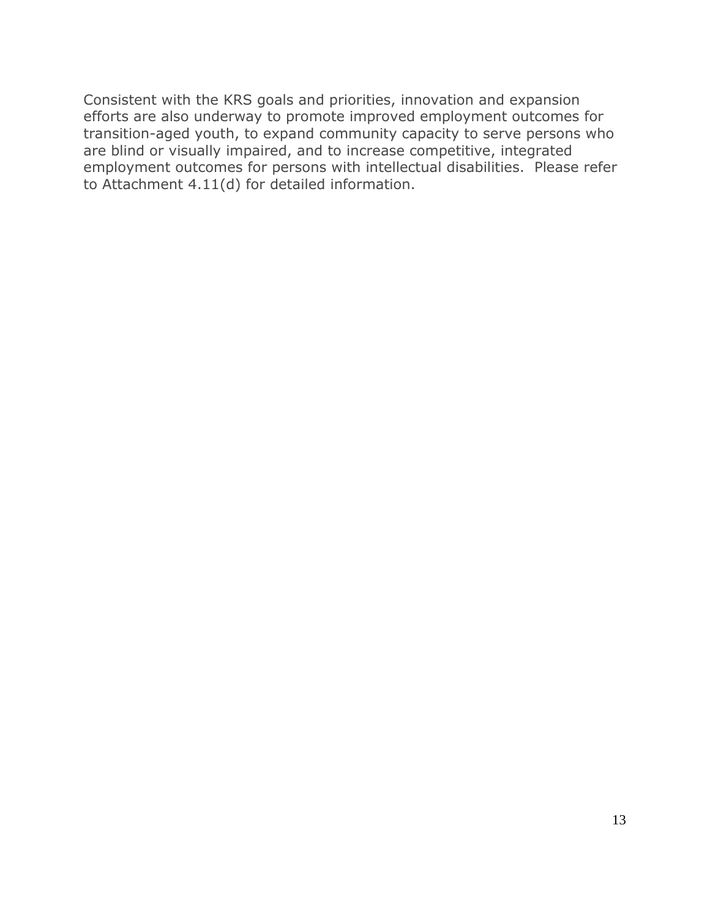Consistent with the KRS goals and priorities, innovation and expansion efforts are also underway to promote improved employment outcomes for transition-aged youth, to expand community capacity to serve persons who are blind or visually impaired, and to increase competitive, integrated employment outcomes for persons with intellectual disabilities. Please refer to Attachment 4.11(d) for detailed information.